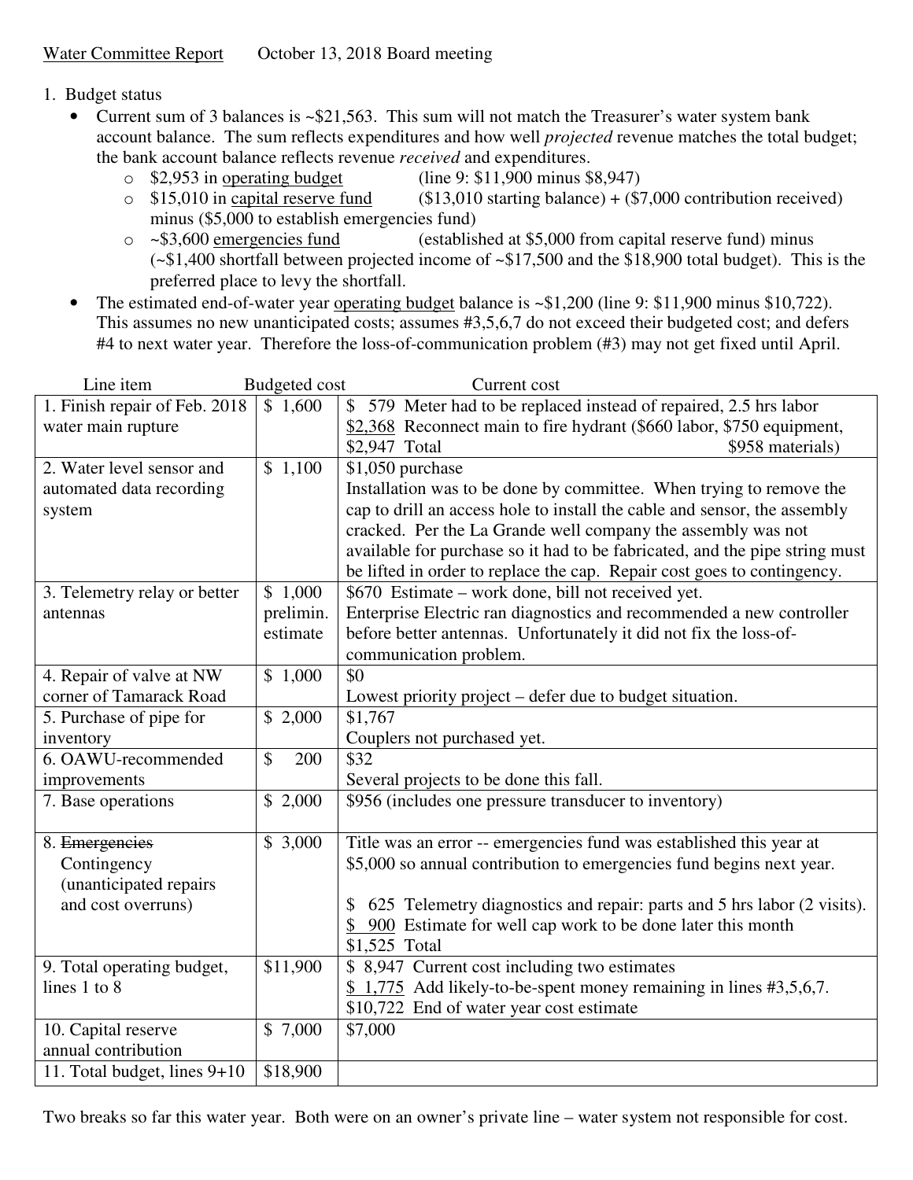Water Committee Report        October 13, 2018 Board meeting

1. Budget status
   - Current sum of 3 balances is ~$21,563. This sum will not match the Treasurer's water system bank account balance. The sum reflects expenditures and how well *projected* revenue matches the total budget; the bank account balance reflects revenue *received* and expenditures.
     - $2,953 in operating budget (line 9: $11,900 minus $8,947)
     - $15,010 in capital reserve fund ($13,010 starting balance) + ($7,000 contribution received) minus ($5,000 to establish emergencies fund)
     - ~$3,600 emergencies fund (established at $5,000 from capital reserve fund) minus (~$1,400 shortfall between projected income of ~$17,500 and the $18,900 total budget). This is the preferred place to levy the shortfall.
   - The estimated end-of-water year operating budget balance is ~$1,200 (line 9: $11,900 minus $10,722). This assumes no new unanticipated costs; assumes #3,5,6,7 do not exceed their budgeted cost; and defers #4 to next water year. Therefore the loss-of-communication problem (#3) may not get fixed until April.

| Line item | Budgeted cost | Current cost |
|---|---|---|
| 1. Finish repair of Feb. 2018 water main rupture | $ 1,600 | $ 579 Meter had to be replaced instead of repaired, 2.5 hrs labor<br>$2,368 Reconnect main to fire hydrant ($660 labor, $750 equipment, $958 materials)<br>$2,947 Total |
| 2. Water level sensor and automated data recording system | $ 1,100 | $1,050 purchase<br>Installation was to be done by committee. When trying to remove the cap to drill an access hole to install the cable and sensor, the assembly cracked. Per the La Grande well company the assembly was not available for purchase so it had to be fabricated, and the pipe string must be lifted in order to replace the cap. Repair cost goes to contingency. |
| 3. Telemetry relay or better antennas | $ 1,000 prelimin. estimate | $670 Estimate – work done, bill not received yet.<br>Enterprise Electric ran diagnostics and recommended a new controller before better antennas. Unfortunately it did not fix the loss-of-communication problem. |
| 4. Repair of valve at NW corner of Tamarack Road | $ 1,000 | $0<br>Lowest priority project – defer due to budget situation. |
| 5. Purchase of pipe for inventory | $ 2,000 | $1,767<br>Couplers not purchased yet. |
| 6. OAWU-recommended improvements | $ 200 | $32<br>Several projects to be done this fall. |
| 7. Base operations | $ 2,000 | $956 (includes one pressure transducer to inventory) |
| 8. ~~Emergencies~~ Contingency (unanticipated repairs and cost overruns) | $ 3,000 | Title was an error -- emergencies fund was established this year at $5,000 so annual contribution to emergencies fund begins next year.<br><br>$ 625 Telemetry diagnostics and repair: parts and 5 hrs labor (2 visits).<br>$ 900 Estimate for well cap work to be done later this month<br>$1,525 Total |
| 9. Total operating budget, lines 1 to 8 | $11,900 | $ 8,947 Current cost including two estimates<br>$ 1,775 Add likely-to-be-spent money remaining in lines #3,5,6,7.<br>$10,722 End of water year cost estimate |
| 10. Capital reserve annual contribution | $ 7,000 | $7,000 |
| 11. Total budget, lines 9+10 | $18,900 | |

Two breaks so far this water year. Both were on an owner's private line – water system not responsible for cost.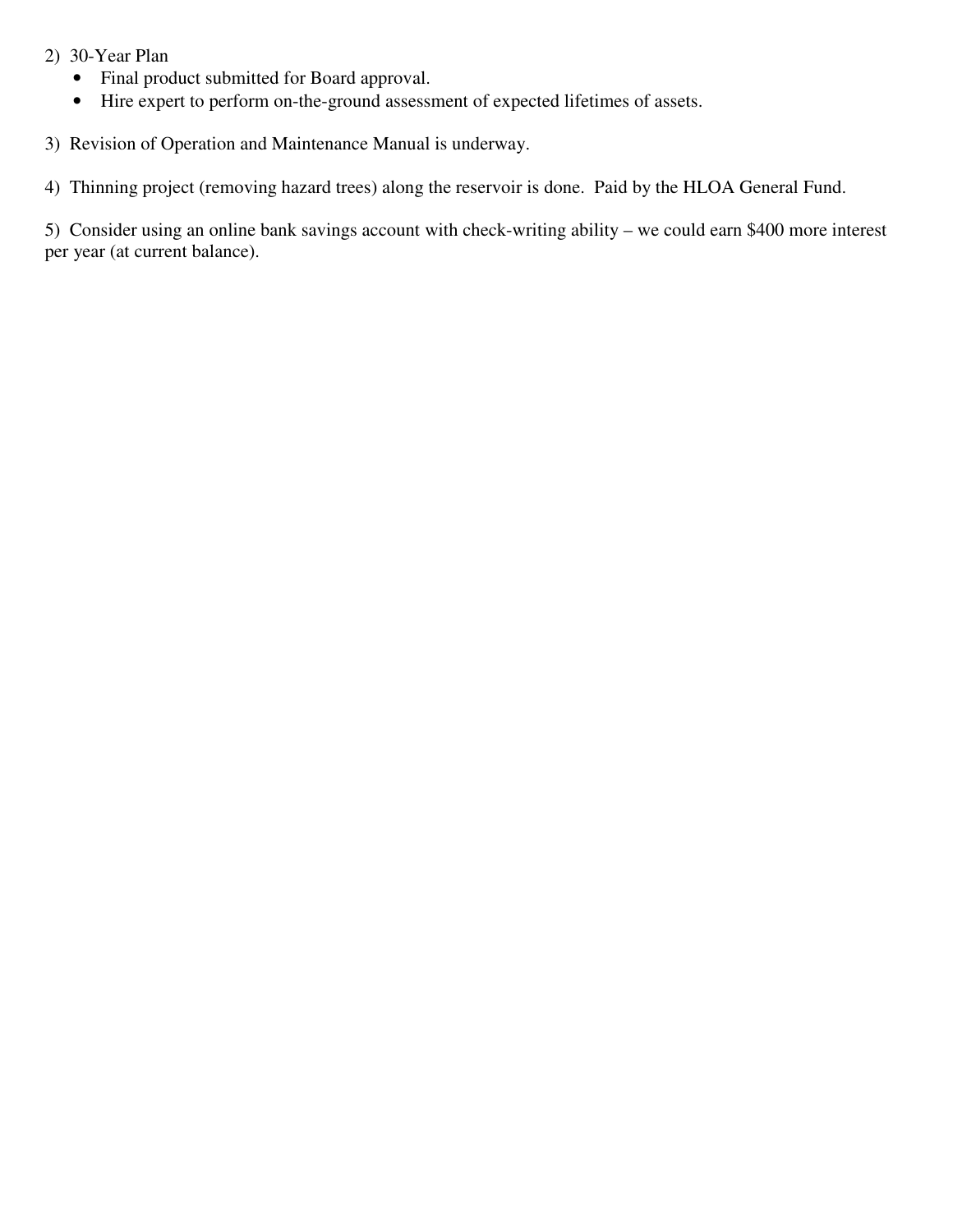2) 30-Year Plan

- Final product submitted for Board approval.
- Hire expert to perform on-the-ground assessment of expected lifetimes of assets.

3) Revision of Operation and Maintenance Manual is underway.

4) Thinning project (removing hazard trees) along the reservoir is done. Paid by the HLOA General Fund.

5) Consider using an online bank savings account with check-writing ability – we could earn $400 more interest per year (at current balance).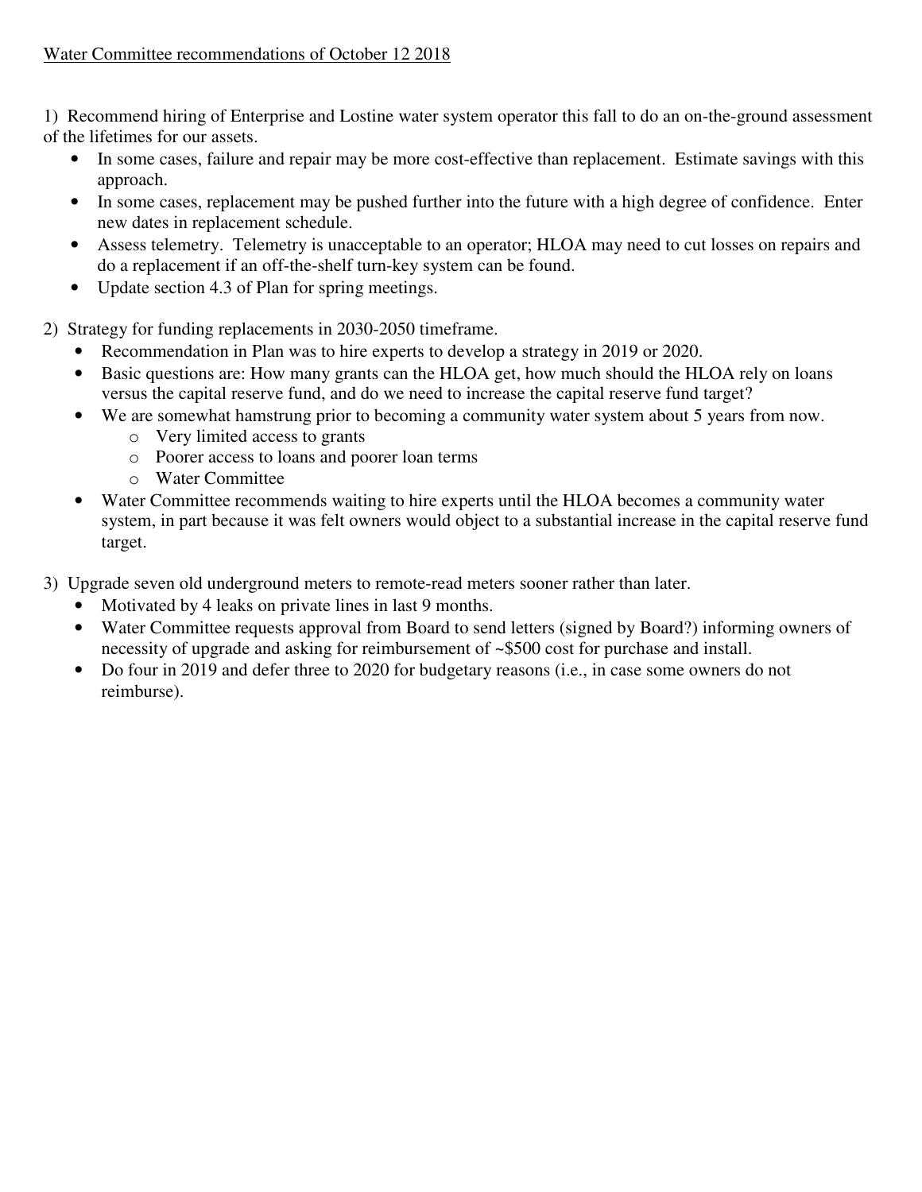<u>Water Committee recommendations of October 12 2018</u>

1) Recommend hiring of Enterprise and Lostine water system operator this fall to do an on-the-ground assessment of the lifetimes for our assets.

- In some cases, failure and repair may be more cost-effective than replacement. Estimate savings with this approach.
- In some cases, replacement may be pushed further into the future with a high degree of confidence. Enter new dates in replacement schedule.
- Assess telemetry. Telemetry is unacceptable to an operator; HLOA may need to cut losses on repairs and do a replacement if an off-the-shelf turn-key system can be found.
- Update section 4.3 of Plan for spring meetings.

2) Strategy for funding replacements in 2030-2050 timeframe.

- Recommendation in Plan was to hire experts to develop a strategy in 2019 or 2020.
- Basic questions are: How many grants can the HLOA get, how much should the HLOA rely on loans versus the capital reserve fund, and do we need to increase the capital reserve fund target?
- We are somewhat hamstrung prior to becoming a community water system about 5 years from now.
  - Very limited access to grants
  - Poorer access to loans and poorer loan terms
  - Water Committee
- Water Committee recommends waiting to hire experts until the HLOA becomes a community water system, in part because it was felt owners would object to a substantial increase in the capital reserve fund target.

3) Upgrade seven old underground meters to remote-read meters sooner rather than later.

- Motivated by 4 leaks on private lines in last 9 months.
- Water Committee requests approval from Board to send letters (signed by Board?) informing owners of necessity of upgrade and asking for reimbursement of ~$500 cost for purchase and install.
- Do four in 2019 and defer three to 2020 for budgetary reasons (i.e., in case some owners do not reimburse).